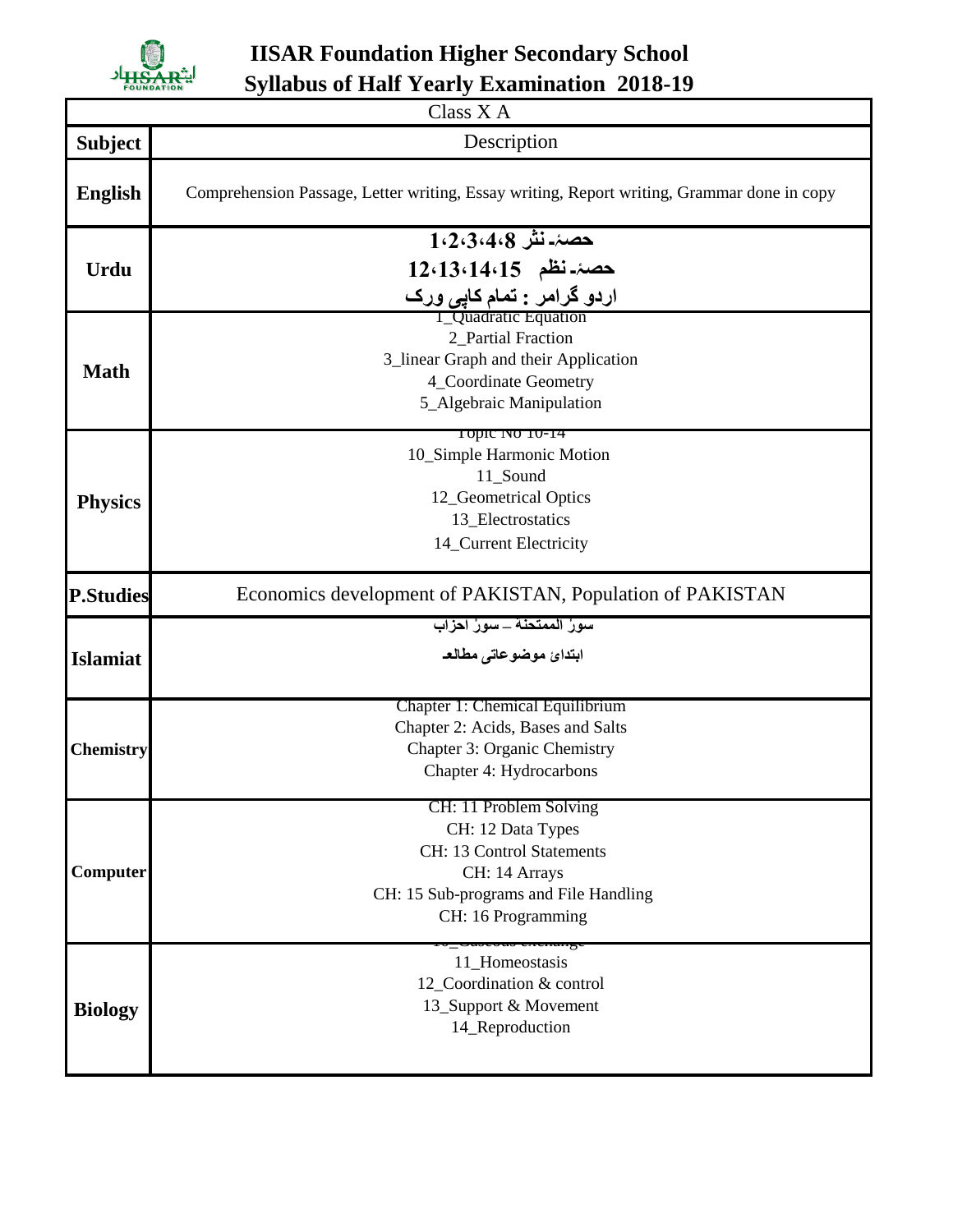# IISAR Foundation Higher Secondary School

## Syllabus of Half Yearly Examination 2018-19

| Class X A | |
|---|---|
| **Subject** | Description |
| **English** | Comprehension Passage, Letter writing, Essay writing, Report writing, Grammar done in copy |
| **Urdu** | **حصۂ نثر 8،4،3،2،1**<br>**حصۂ نظم 15،14،13،12**<br>**اردو گرامر : تمام کاپی ورک** |
| **Math** | 1_Quadratic Equation<br>2_Partial Fraction<br>3_linear Graph and their Application<br>4_Coordinate Geometry<br>5_Algebraic Manipulation |
| **Physics** | Topic No 10-14<br>10_Simple Harmonic Motion<br>11_Sound<br>12_Geometrical Optics<br>13_Electrostatics<br>14_Current Electricity |
| **P.Studies** | Economics development of PAKISTAN, Population of PAKISTAN |
| **Islamiat** | **سورۃ الممتحنۃ – سورۃ احزاب**<br>**ابتدائی موضوعاتی مطالعہ** |
| **Chemistry** | Chapter 1: Chemical Equilibrium<br>Chapter 2: Acids, Bases and Salts<br>Chapter 3: Organic Chemistry<br>Chapter 4: Hydrocarbons |
| **Computer** | CH: 11 Problem Solving<br>CH: 12 Data Types<br>CH: 13 Control Statements<br>CH: 14 Arrays<br>CH: 15 Sub-programs and File Handling<br>CH: 16 Programming |
| **Biology** | 10_Gaseous exchange<br>11_Homeostasis<br>12_Coordination & control<br>13_Support & Movement<br>14_Reproduction |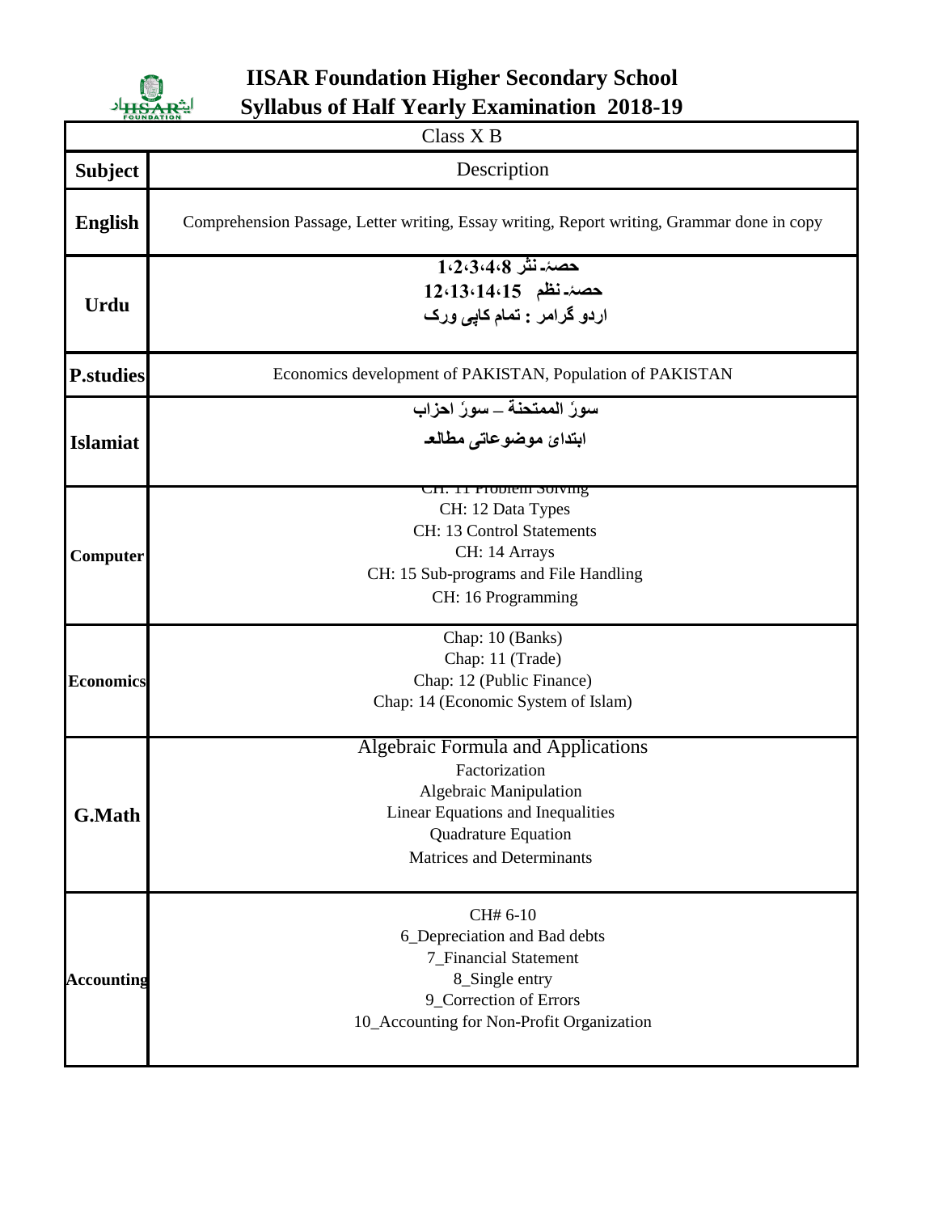# IISAR Foundation Higher Secondary School
## Syllabus of Half Yearly Examination 2018-19

| Class X B | |
|---|---|
| **Subject** | Description |
| **English** | Comprehension Passage, Letter writing, Essay writing, Report writing, Grammar done in copy |
| **Urdu** | حصہ نثر 1،2،3،4،8<br>حصہ نظم 12،13،14،15<br>اردو گرامر : تمام کاپی ورک |
| **P.studies** | Economics development of PAKISTAN, Population of PAKISTAN |
| **Islamiat** | سورۃ الممتحنۃ – سورۃ احزاب<br>ابتدائی موضوعاتی مطالعہ |
| **Computer** | CH: 11 Problem Solving<br>CH: 12 Data Types<br>CH: 13 Control Statements<br>CH: 14 Arrays<br>CH: 15 Sub-programs and File Handling<br>CH: 16 Programming |
| **Economics** | Chap: 10 (Banks)<br>Chap: 11 (Trade)<br>Chap: 12 (Public Finance)<br>Chap: 14 (Economic System of Islam) |
| **G.Math** | Algebraic Formula and Applications<br>Factorization<br>Algebraic Manipulation<br>Linear Equations and Inequalities<br>Quadrature Equation<br>Matrices and Determinants |
| **Accounting** | CH# 6-10<br>6_Depreciation and Bad debts<br>7_Financial Statement<br>8_Single entry<br>9_Correction of Errors<br>10_Accounting for Non-Profit Organization |